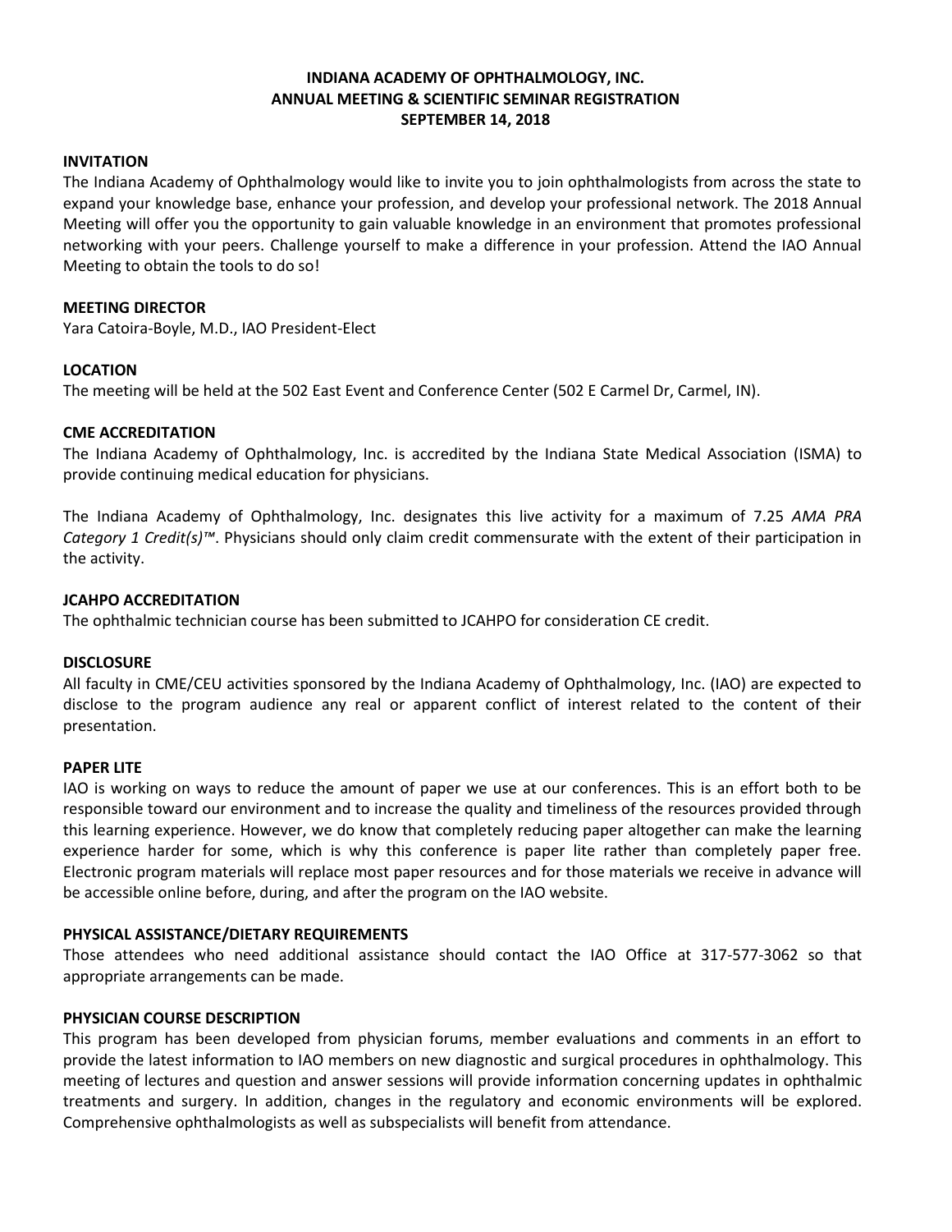# INDIANA ACADEMY OF OPHTHALMOLOGY, INC.
## ANNUAL MEETING & SCIENTIFIC SEMINAR REGISTRATION
## SEPTEMBER 14, 2018

**INVITATION**

The Indiana Academy of Ophthalmology would like to invite you to join ophthalmologists from across the state to expand your knowledge base, enhance your profession, and develop your professional network. The 2018 Annual Meeting will offer you the opportunity to gain valuable knowledge in an environment that promotes professional networking with your peers. Challenge yourself to make a difference in your profession. Attend the IAO Annual Meeting to obtain the tools to do so!

**MEETING DIRECTOR**

Yara Catoira-Boyle, M.D., IAO President-Elect

**LOCATION**

The meeting will be held at the 502 East Event and Conference Center (502 E Carmel Dr, Carmel, IN).

**CME ACCREDITATION**

The Indiana Academy of Ophthalmology, Inc. is accredited by the Indiana State Medical Association (ISMA) to provide continuing medical education for physicians.

The Indiana Academy of Ophthalmology, Inc. designates this live activity for a maximum of 7.25 *AMA PRA Category 1 Credit(s)™*. Physicians should only claim credit commensurate with the extent of their participation in the activity.

**JCAHPO ACCREDITATION**

The ophthalmic technician course has been submitted to JCAHPO for consideration CE credit.

**DISCLOSURE**

All faculty in CME/CEU activities sponsored by the Indiana Academy of Ophthalmology, Inc. (IAO) are expected to disclose to the program audience any real or apparent conflict of interest related to the content of their presentation.

**PAPER LITE**

IAO is working on ways to reduce the amount of paper we use at our conferences. This is an effort both to be responsible toward our environment and to increase the quality and timeliness of the resources provided through this learning experience. However, we do know that completely reducing paper altogether can make the learning experience harder for some, which is why this conference is paper lite rather than completely paper free. Electronic program materials will replace most paper resources and for those materials we receive in advance will be accessible online before, during, and after the program on the IAO website.

**PHYSICAL ASSISTANCE/DIETARY REQUIREMENTS**

Those attendees who need additional assistance should contact the IAO Office at 317-577-3062 so that appropriate arrangements can be made.

**PHYSICIAN COURSE DESCRIPTION**

This program has been developed from physician forums, member evaluations and comments in an effort to provide the latest information to IAO members on new diagnostic and surgical procedures in ophthalmology. This meeting of lectures and question and answer sessions will provide information concerning updates in ophthalmic treatments and surgery. In addition, changes in the regulatory and economic environments will be explored. Comprehensive ophthalmologists as well as subspecialists will benefit from attendance.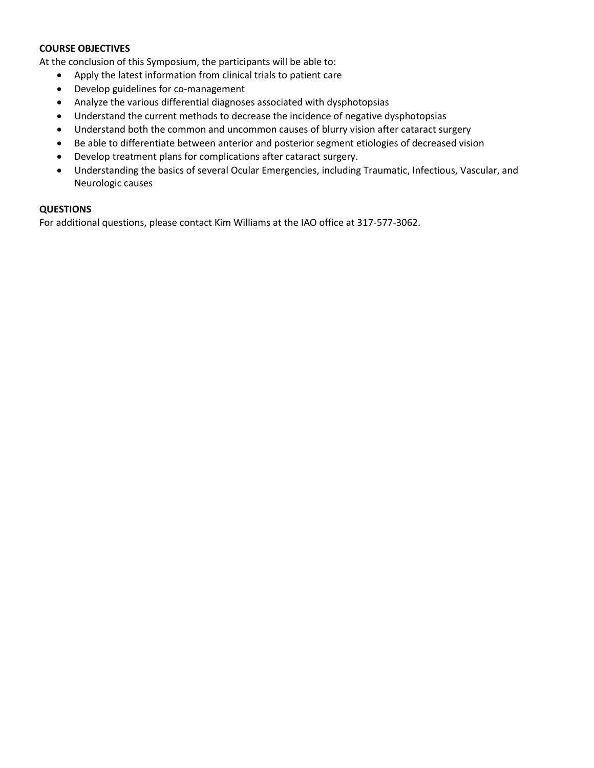**COURSE OBJECTIVES**

At the conclusion of this Symposium, the participants will be able to:

- Apply the latest information from clinical trials to patient care
- Develop guidelines for co-management
- Analyze the various differential diagnoses associated with dysphotopsias
- Understand the current methods to decrease the incidence of negative dysphotopsias
- Understand both the common and uncommon causes of blurry vision after cataract surgery
- Be able to differentiate between anterior and posterior segment etiologies of decreased vision
- Develop treatment plans for complications after cataract surgery.
- Understanding the basics of several Ocular Emergencies, including Traumatic, Infectious, Vascular, and Neurologic causes

**QUESTIONS**

For additional questions, please contact Kim Williams at the IAO office at 317-577-3062.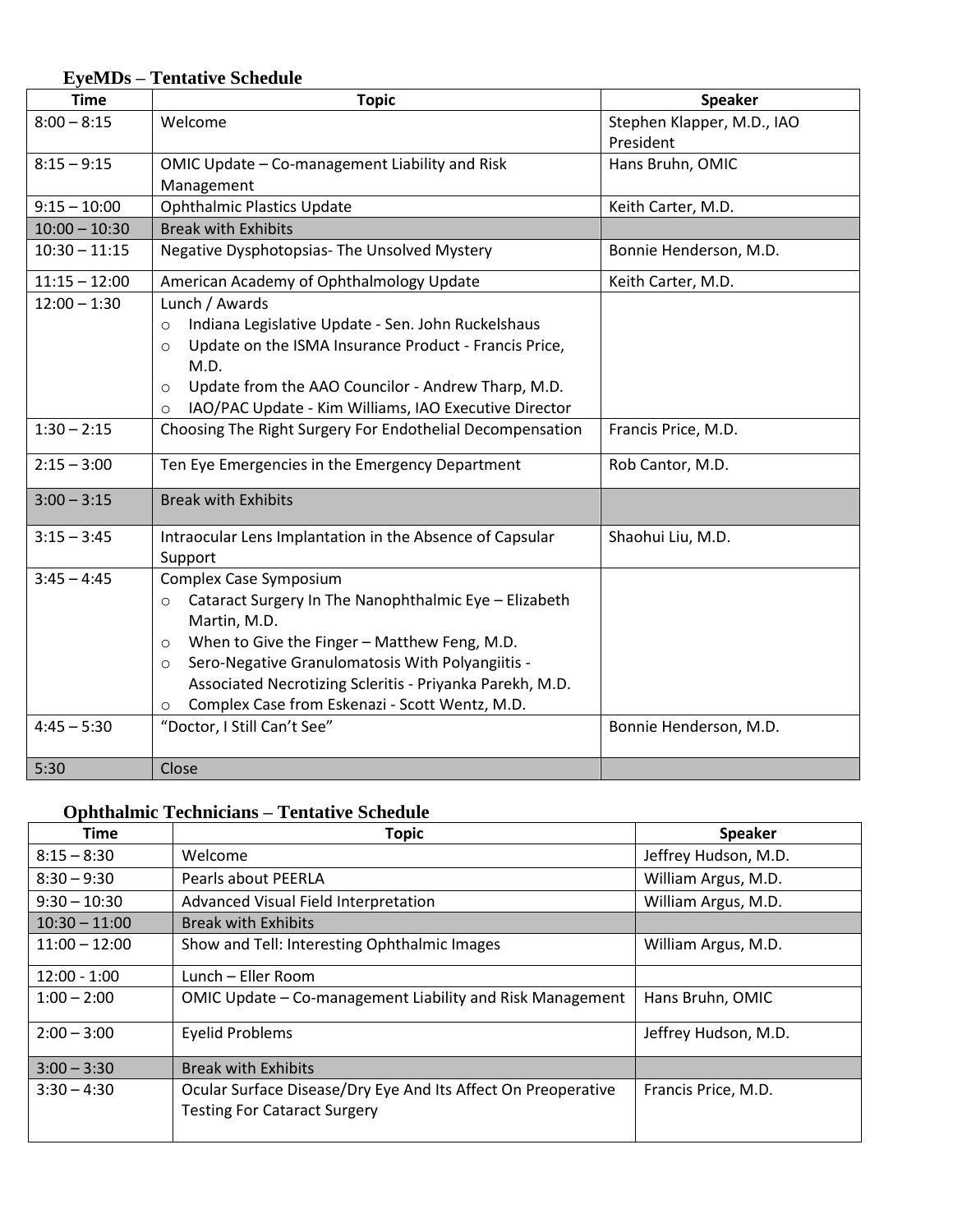## EyeMDs – Tentative Schedule

| Time | Topic | Speaker |
|---|---|---|
| 8:00 – 8:15 | Welcome | Stephen Klapper, M.D., IAO President |
| 8:15 – 9:15 | OMIC Update – Co-management Liability and Risk Management | Hans Bruhn, OMIC |
| 9:15 – 10:00 | Ophthalmic Plastics Update | Keith Carter, M.D. |
| 10:00 – 10:30 | Break with Exhibits | |
| 10:30 – 11:15 | Negative Dysphotopsias- The Unsolved Mystery | Bonnie Henderson, M.D. |
| 11:15 – 12:00 | American Academy of Ophthalmology Update | Keith Carter, M.D. |
| 12:00 – 1:30 | Lunch / Awards<br>○ Indiana Legislative Update - Sen. John Ruckelshaus<br>○ Update on the ISMA Insurance Product - Francis Price, M.D.<br>○ Update from the AAO Councilor - Andrew Tharp, M.D.<br>○ IAO/PAC Update - Kim Williams, IAO Executive Director | |
| 1:30 – 2:15 | Choosing The Right Surgery For Endothelial Decompensation | Francis Price, M.D. |
| 2:15 – 3:00 | Ten Eye Emergencies in the Emergency Department | Rob Cantor, M.D. |
| 3:00 – 3:15 | Break with Exhibits | |
| 3:15 – 3:45 | Intraocular Lens Implantation in the Absence of Capsular Support | Shaohui Liu, M.D. |
| 3:45 – 4:45 | Complex Case Symposium<br>○ Cataract Surgery In The Nanophthalmic Eye – Elizabeth Martin, M.D.<br>○ When to Give the Finger – Matthew Feng, M.D.<br>○ Sero-Negative Granulomatosis With Polyangiitis - Associated Necrotizing Scleritis - Priyanka Parekh, M.D.<br>○ Complex Case from Eskenazi - Scott Wentz, M.D. | |
| 4:45 – 5:30 | "Doctor, I Still Can't See" | Bonnie Henderson, M.D. |
| 5:30 | Close | |

## Ophthalmic Technicians – Tentative Schedule

| Time | Topic | Speaker |
|---|---|---|
| 8:15 – 8:30 | Welcome | Jeffrey Hudson, M.D. |
| 8:30 – 9:30 | Pearls about PEERLA | William Argus, M.D. |
| 9:30 – 10:30 | Advanced Visual Field Interpretation | William Argus, M.D. |
| 10:30 – 11:00 | Break with Exhibits | |
| 11:00 – 12:00 | Show and Tell: Interesting Ophthalmic Images | William Argus, M.D. |
| 12:00 - 1:00 | Lunch – Eller Room | |
| 1:00 – 2:00 | OMIC Update – Co-management Liability and Risk Management | Hans Bruhn, OMIC |
| 2:00 – 3:00 | Eyelid Problems | Jeffrey Hudson, M.D. |
| 3:00 – 3:30 | Break with Exhibits | |
| 3:30 – 4:30 | Ocular Surface Disease/Dry Eye And Its Affect On Preoperative Testing For Cataract Surgery | Francis Price, M.D. |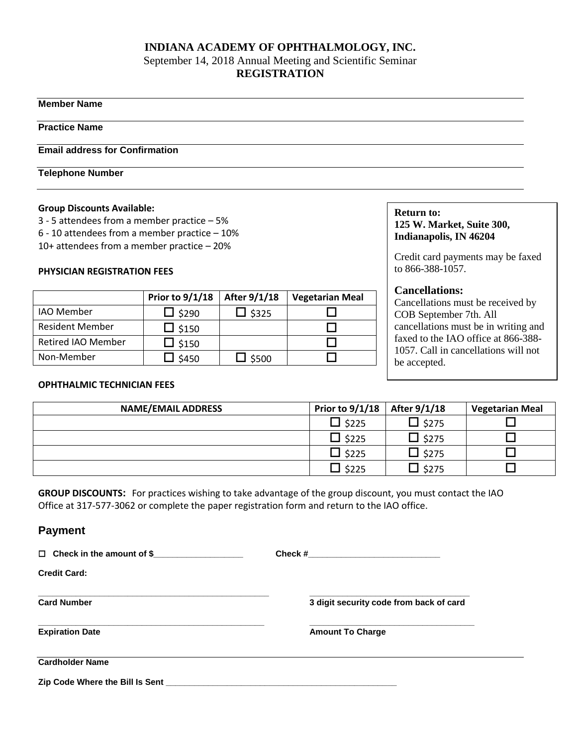# INDIANA ACADEMY OF OPHTHALMOLOGY, INC.

September 14, 2018 Annual Meeting and Scientific Seminar

**REGISTRATION**

**Member Name**

**Practice Name**

**Email address for Confirmation**

**Telephone Number**

**Group Discounts Available:**

3 - 5 attendees from a member practice – 5%

6 - 10 attendees from a member practice – 10%

10+ attendees from a member practice – 20%

**Return to:**
**125 W. Market, Suite 300,**
**Indianapolis, IN 46204**

Credit card payments may be faxed to 866-388-1057.

**Cancellations:**
Cancellations must be received by COB September 7th. All cancellations must be in writing and faxed to the IAO office at 866-388-1057. Call in cancellations will not be accepted.

**PHYSICIAN REGISTRATION FEES**

| | Prior to 9/1/18 | After 9/1/18 | Vegetarian Meal |
|---|---|---|---|
| IAO Member | ☐ $290 | ☐ $325 | ☐ |
| Resident Member | ☐ $150 | | ☐ |
| Retired IAO Member | ☐ $150 | | ☐ |
| Non-Member | ☐ $450 | ☐ $500 | ☐ |

**OPHTHALMIC TECHNICIAN FEES**

| NAME/EMAIL ADDRESS | Prior to 9/1/18 | After 9/1/18 | Vegetarian Meal |
|---|---|---|---|
| | ☐ $225 | ☐ $275 | ☐ |
| | ☐ $225 | ☐ $275 | ☐ |
| | ☐ $225 | ☐ $275 | ☐ |
| | ☐ $225 | ☐ $275 | ☐ |

**GROUP DISCOUNTS:** For practices wishing to take advantage of the group discount, you must contact the IAO Office at 317-577-3062 or complete the paper registration form and return to the IAO office.

## Payment

☐ **Check in the amount of $**\_\_\_\_\_\_\_\_\_\_\_\_\_\_\_\_\_\_\_\_ **Check #**\_\_\_\_\_\_\_\_\_\_\_\_\_\_\_\_\_\_\_\_\_\_\_\_\_\_\_\_

**Credit Card:**

**Card Number** \_\_\_\_\_\_\_\_\_\_\_\_\_\_\_\_\_\_\_\_\_\_\_\_\_\_\_\_\_\_

**3 digit security code from back of card** \_\_\_\_\_\_\_\_\_\_\_\_\_\_\_\_\_\_\_\_

**Expiration Date** \_\_\_\_\_\_\_\_\_\_\_\_\_\_\_\_\_\_\_\_\_\_\_\_\_\_\_\_\_\_

**Amount To Charge** \_\_\_\_\_\_\_\_\_\_\_\_\_\_\_\_\_\_\_\_

**Cardholder Name**

**Zip Code Where the Bill Is Sent** \_\_\_\_\_\_\_\_\_\_\_\_\_\_\_\_\_\_\_\_\_\_\_\_\_\_\_\_\_\_\_\_\_\_\_\_\_\_\_\_